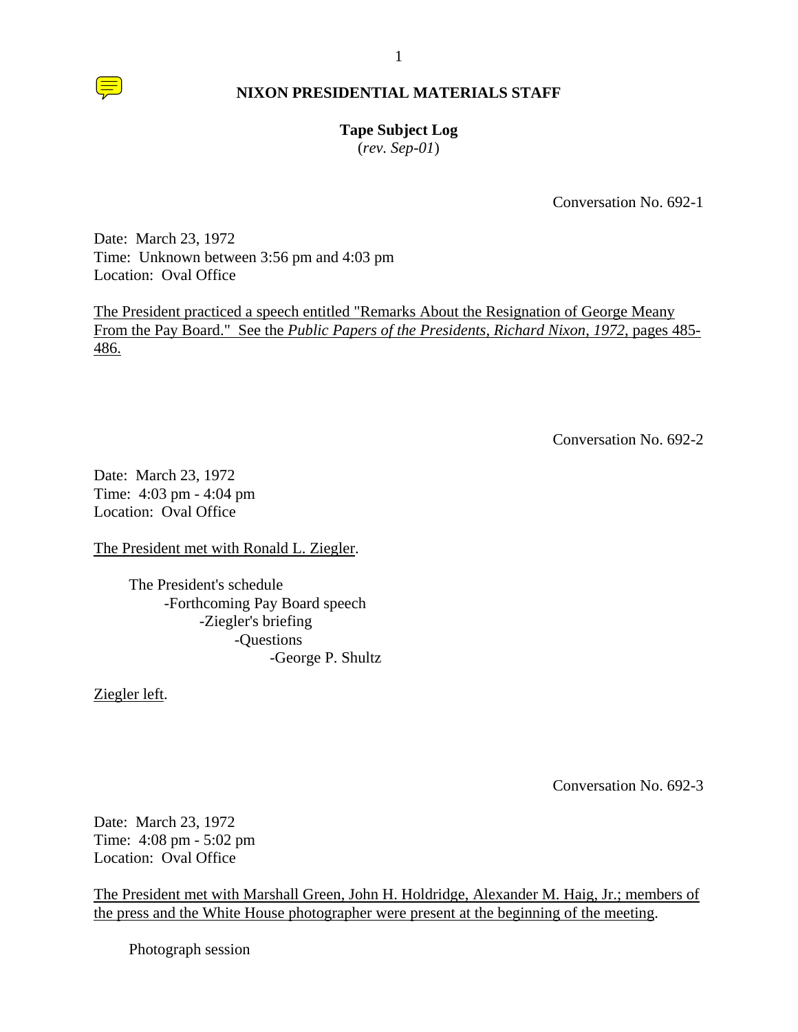# NIXON PRESIDENTIAL MATERIALS STAFF

**Tape Subject Log**
(*rev. Sep-01*)

Conversation No. 692-1

Date: March 23, 1972
Time: Unknown between 3:56 pm and 4:03 pm
Location: Oval Office

The President practiced a speech entitled "Remarks About the Resignation of George Meany From the Pay Board." See the *Public Papers of the Presidents, Richard Nixon, 1972*, pages 485-486.

Conversation No. 692-2

Date: March 23, 1972
Time: 4:03 pm - 4:04 pm
Location: Oval Office

The President met with Ronald L. Ziegler.

- The President's schedule
  - -Forthcoming Pay Board speech
    - -Ziegler's briefing
      - -Questions
        - -George P. Shultz

Ziegler left.

Conversation No. 692-3

Date: March 23, 1972
Time: 4:08 pm - 5:02 pm
Location: Oval Office

The President met with Marshall Green, John H. Holdridge, Alexander M. Haig, Jr.; members of the press and the White House photographer were present at the beginning of the meeting.

Photograph session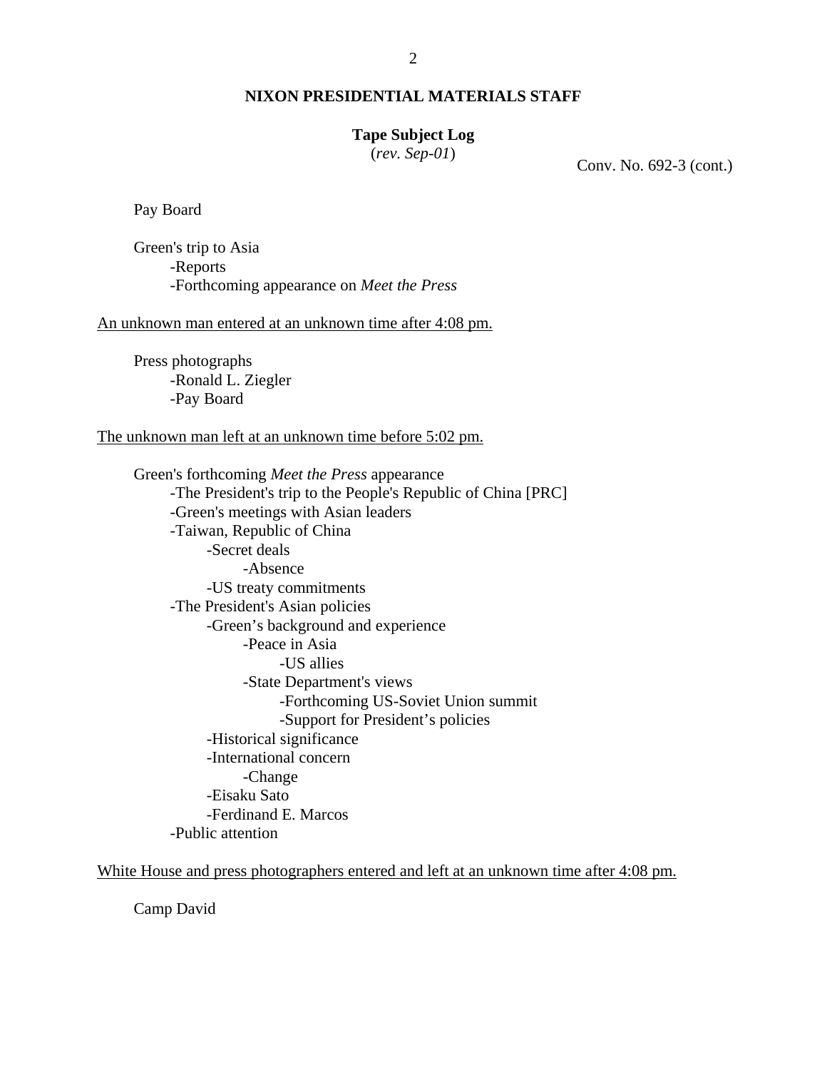**NIXON PRESIDENTIAL MATERIALS STAFF**

**Tape Subject Log**
(*rev. Sep-01*)

Conv. No. 692-3 (cont.)

Pay Board

Green's trip to Asia
- -Reports
- -Forthcoming appearance on *Meet the Press*

An unknown man entered at an unknown time after 4:08 pm.

Press photographs
- -Ronald L. Ziegler
- -Pay Board

The unknown man left at an unknown time before 5:02 pm.

Green's forthcoming *Meet the Press* appearance
- -The President's trip to the People's Republic of China [PRC]
- -Green's meetings with Asian leaders
- -Taiwan, Republic of China
  - -Secret deals
    - -Absence
  - -US treaty commitments
- -The President's Asian policies
  - -Green's background and experience
    - -Peace in Asia
      - -US allies
    - -State Department's views
      - -Forthcoming US-Soviet Union summit
      - -Support for President's policies
  - -Historical significance
  - -International concern
    - -Change
  - -Eisaku Sato
  - -Ferdinand E. Marcos
- -Public attention

White House and press photographers entered and left at an unknown time after 4:08 pm.

Camp David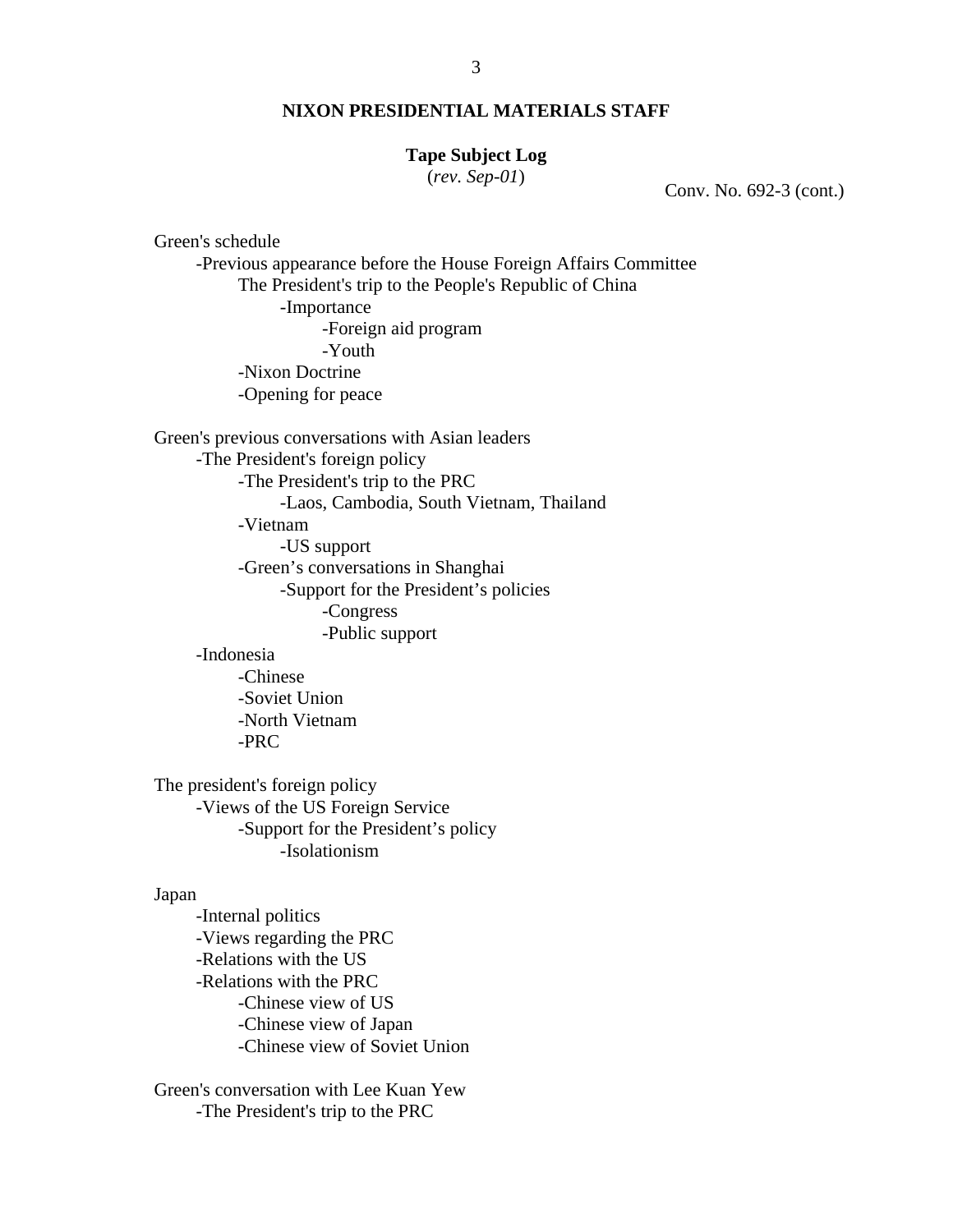**NIXON PRESIDENTIAL MATERIALS STAFF**

**Tape Subject Log**
(*rev. Sep-01*)

Conv. No. 692-3 (cont.)

Green's schedule
- Previous appearance before the House Foreign Affairs Committee
    - The President's trip to the People's Republic of China
        - Importance
            - Foreign aid program
            - Youth
    - Nixon Doctrine
    - Opening for peace

Green's previous conversations with Asian leaders
- The President's foreign policy
    - The President's trip to the PRC
        - Laos, Cambodia, South Vietnam, Thailand
    - Vietnam
        - US support
    - Green's conversations in Shanghai
        - Support for the President's policies
            - Congress
            - Public support
- Indonesia
    - Chinese
    - Soviet Union
    - North Vietnam
    - PRC

The president's foreign policy
- Views of the US Foreign Service
    - Support for the President's policy
        - Isolationism

Japan
- Internal politics
- Views regarding the PRC
- Relations with the US
- Relations with the PRC
    - Chinese view of US
    - Chinese view of Japan
    - Chinese view of Soviet Union

Green's conversation with Lee Kuan Yew
- The President's trip to the PRC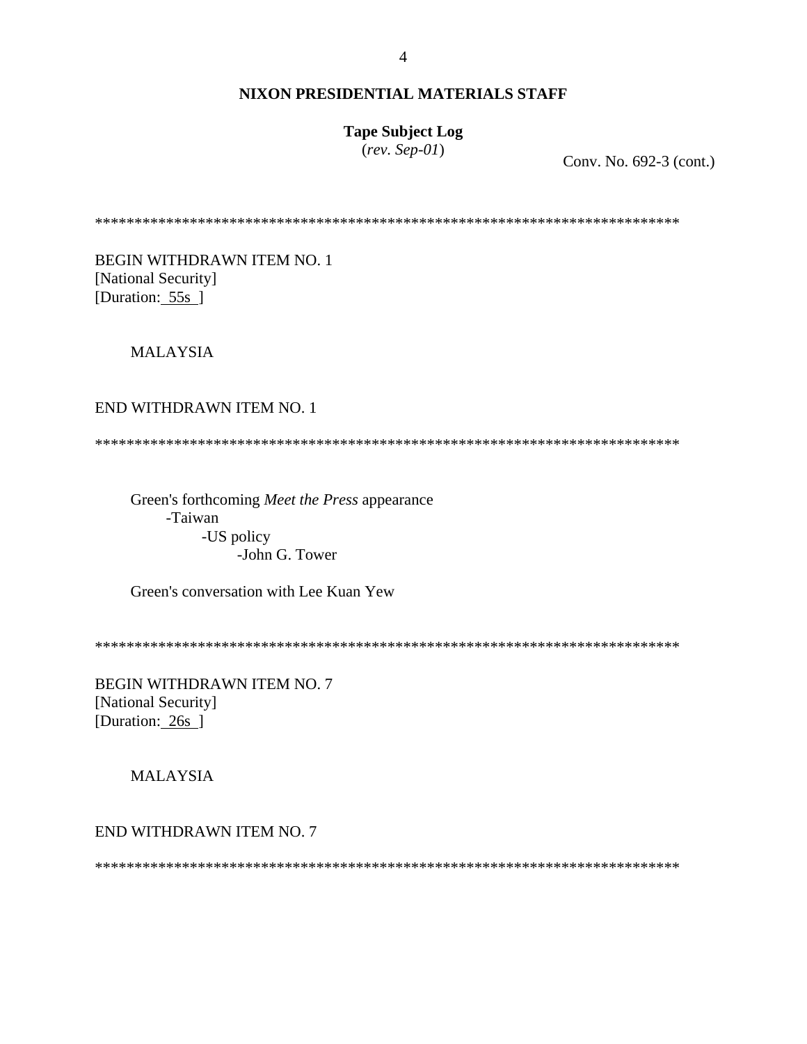**NIXON PRESIDENTIAL MATERIALS STAFF**

**Tape Subject Log**
(*rev. Sep-01*)

Conv. No. 692-3 (cont.)

*****************************************************************************

BEGIN WITHDRAWN ITEM NO. 1
[National Security]
[Duration: 55s ]

MALAYSIA

END WITHDRAWN ITEM NO. 1

*****************************************************************************

Green's forthcoming *Meet the Press* appearance
- -Taiwan
  - -US policy
    - -John G. Tower

Green's conversation with Lee Kuan Yew

*****************************************************************************

BEGIN WITHDRAWN ITEM NO. 7
[National Security]
[Duration: 26s ]

MALAYSIA

END WITHDRAWN ITEM NO. 7

*****************************************************************************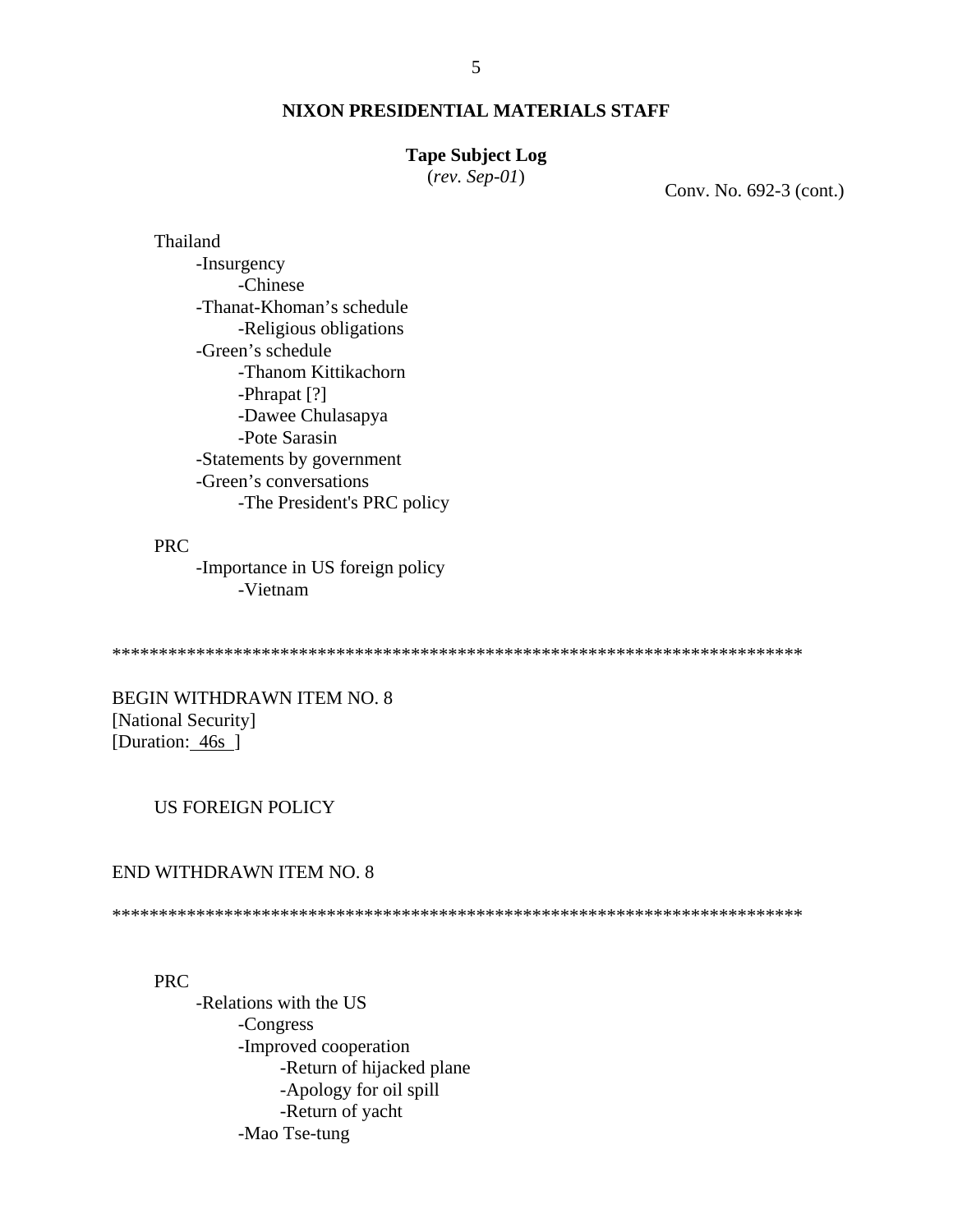Conv. No. 692-3 (cont.)

Thailand
- Insurgency
    - Chinese
- Thanat-Khoman's schedule
    - Religious obligations
- Green's schedule
    - Thanom Kittikachorn
    - Phrapat [?]
    - Dawee Chulasapya
    - Pote Sarasin
- Statements by government
- Green's conversations
    - The President's PRC policy

PRC
- Importance in US foreign policy
    - Vietnam

***************************************************************************

BEGIN WITHDRAWN ITEM NO. 8
[National Security]
[Duration: 46s ]

US FOREIGN POLICY

END WITHDRAWN ITEM NO. 8

***************************************************************************

PRC
- Relations with the US
    - Congress
    - Improved cooperation
        - Return of hijacked plane
        - Apology for oil spill
        - Return of yacht
    - Mao Tse-tung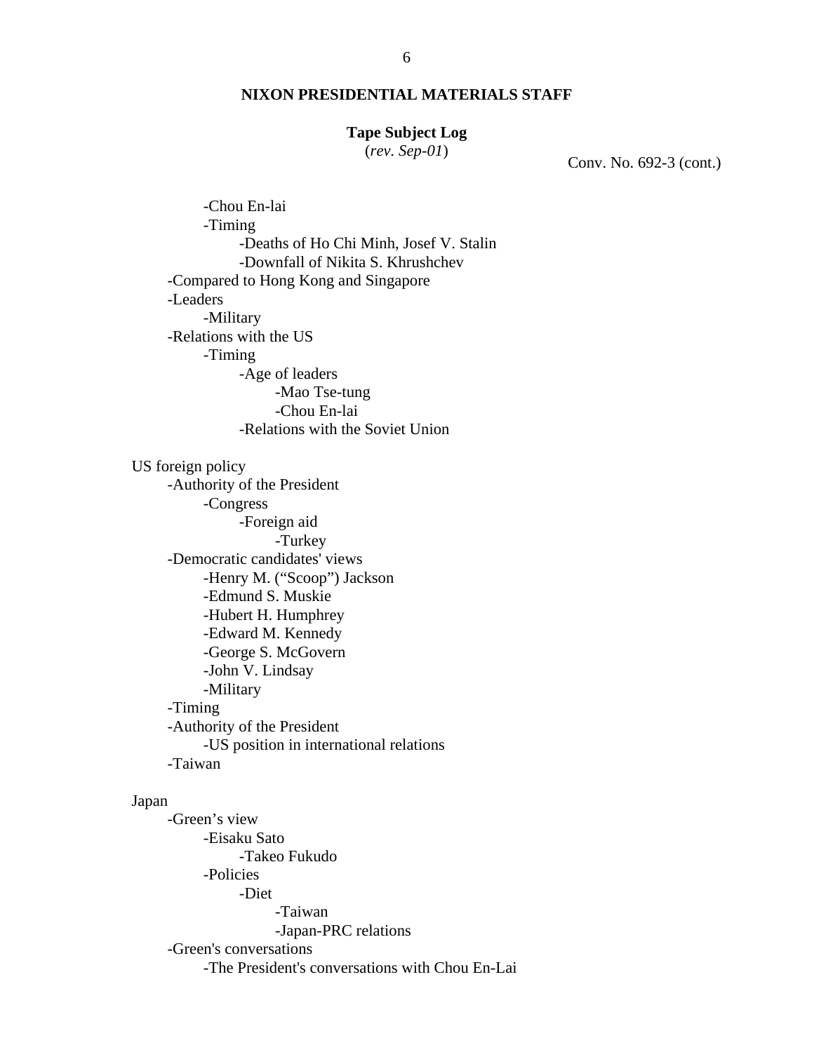**NIXON PRESIDENTIAL MATERIALS STAFF**

**Tape Subject Log**
(*rev. Sep-01*)

Conv. No. 692-3 (cont.)

- -Chou En-lai
- -Timing
    - -Deaths of Ho Chi Minh, Josef V. Stalin
    - -Downfall of Nikita S. Khrushchev
- -Compared to Hong Kong and Singapore
- -Leaders
    - -Military
- -Relations with the US
    - -Timing
        - -Age of leaders
            - -Mao Tse-tung
            - -Chou En-lai
        - -Relations with the Soviet Union

US foreign policy

- -Authority of the President
    - -Congress
        - -Foreign aid
            - -Turkey
- -Democratic candidates' views
    - -Henry M. ("Scoop") Jackson
    - -Edmund S. Muskie
    - -Hubert H. Humphrey
    - -Edward M. Kennedy
    - -George S. McGovern
    - -John V. Lindsay
    - -Military
- -Timing
- -Authority of the President
    - -US position in international relations
- -Taiwan

Japan

- -Green's view
    - -Eisaku Sato
        - -Takeo Fukudo
    - -Policies
        - -Diet
            - -Taiwan
            - -Japan-PRC relations
- -Green's conversations
    - -The President's conversations with Chou En-Lai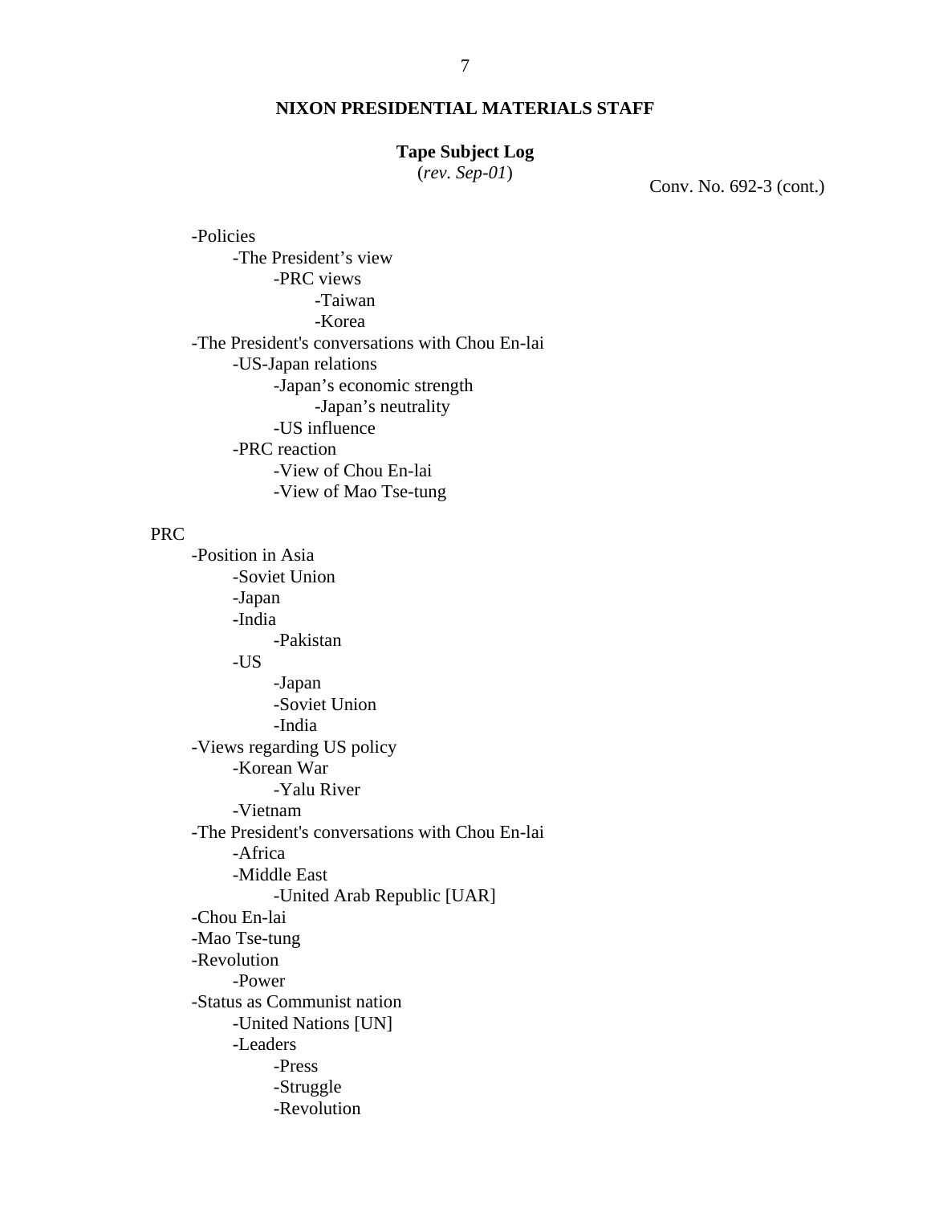**NIXON PRESIDENTIAL MATERIALS STAFF**

**Tape Subject Log**
(*rev. Sep-01*)

Conv. No. 692-3 (cont.)

- -Policies
    - -The President's view
        - -PRC views
            - -Taiwan
            - -Korea
- -The President's conversations with Chou En-lai
    - -US-Japan relations
        - -Japan's economic strength
            - -Japan's neutrality
        - -US influence
    - -PRC reaction
        - -View of Chou En-lai
        - -View of Mao Tse-tung

PRC

- -Position in Asia
    - -Soviet Union
    - -Japan
    - -India
        - -Pakistan
    - -US
        - -Japan
        - -Soviet Union
        - -India
- -Views regarding US policy
    - -Korean War
        - -Yalu River
    - -Vietnam
- -The President's conversations with Chou En-lai
    - -Africa
    - -Middle East
        - -United Arab Republic [UAR]
- -Chou En-lai
- -Mao Tse-tung
- -Revolution
    - -Power
- -Status as Communist nation
    - -United Nations [UN]
    - -Leaders
        - -Press
        - -Struggle
        - -Revolution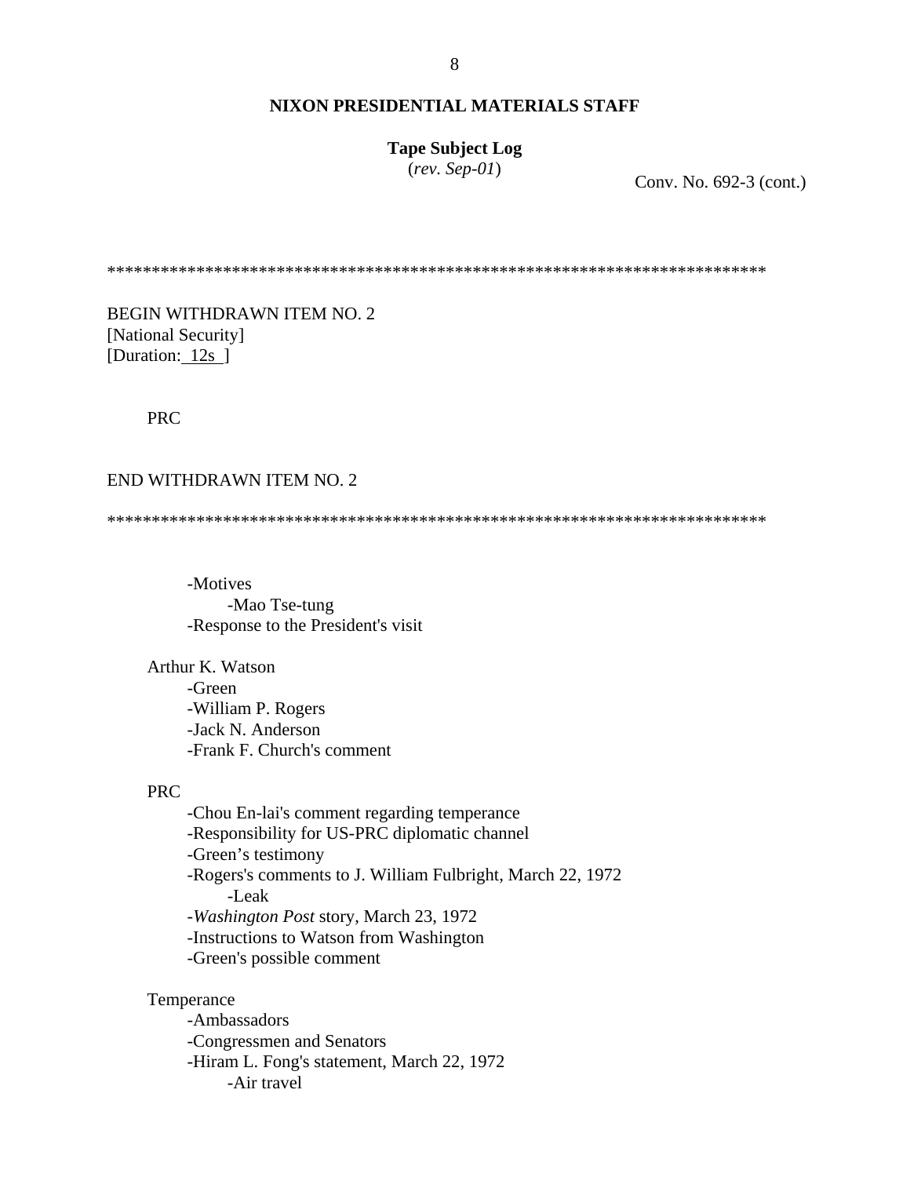**NIXON PRESIDENTIAL MATERIALS STAFF**

**Tape Subject Log**
(*rev. Sep-01*)

Conv. No. 692-3 (cont.)

***************************************************************************

BEGIN WITHDRAWN ITEM NO. 2
[National Security]
[Duration: 12s ]

PRC

END WITHDRAWN ITEM NO. 2

***************************************************************************

- -Motives
    - -Mao Tse-tung
- -Response to the President's visit

Arthur K. Watson

- -Green
- -William P. Rogers
- -Jack N. Anderson
- -Frank F. Church's comment

PRC

- -Chou En-lai's comment regarding temperance
- -Responsibility for US-PRC diplomatic channel
- -Green's testimony
- -Rogers's comments to J. William Fulbright, March 22, 1972
    - -Leak
- -*Washington Post* story, March 23, 1972
- -Instructions to Watson from Washington
- -Green's possible comment

Temperance

- -Ambassadors
- -Congressmen and Senators
- -Hiram L. Fong's statement, March 22, 1972
    - -Air travel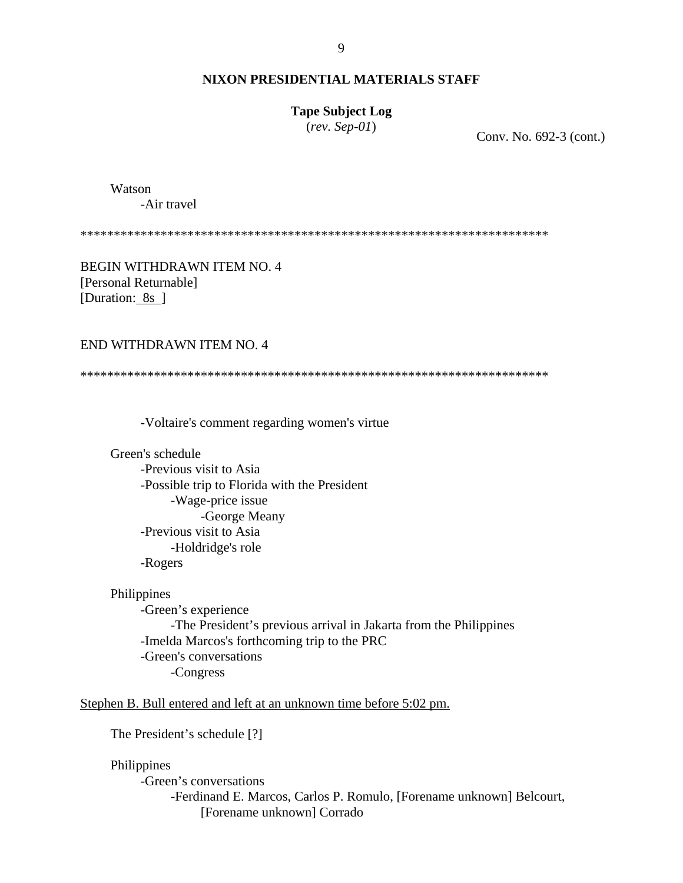**NIXON PRESIDENTIAL MATERIALS STAFF**

**Tape Subject Log**
(*rev. Sep-01*)

Conv. No. 692-3 (cont.)

Watson
- -Air travel

**********************************************************************

BEGIN WITHDRAWN ITEM NO. 4
[Personal Returnable]
[Duration: 8s ]

END WITHDRAWN ITEM NO. 4

**********************************************************************

- -Voltaire's comment regarding women's virtue

Green's schedule
- -Previous visit to Asia
- -Possible trip to Florida with the President
  - -Wage-price issue
    - -George Meany
- -Previous visit to Asia
  - -Holdridge's role
- -Rogers

Philippines
- -Green's experience
  - -The President's previous arrival in Jakarta from the Philippines
- -Imelda Marcos's forthcoming trip to the PRC
- -Green's conversations
  - -Congress

<u>Stephen B. Bull entered and left at an unknown time before 5:02 pm.</u>

The President's schedule [?]

Philippines
- -Green's conversations
  - -Ferdinand E. Marcos, Carlos P. Romulo, [Forename unknown] Belcourt, [Forename unknown] Corrado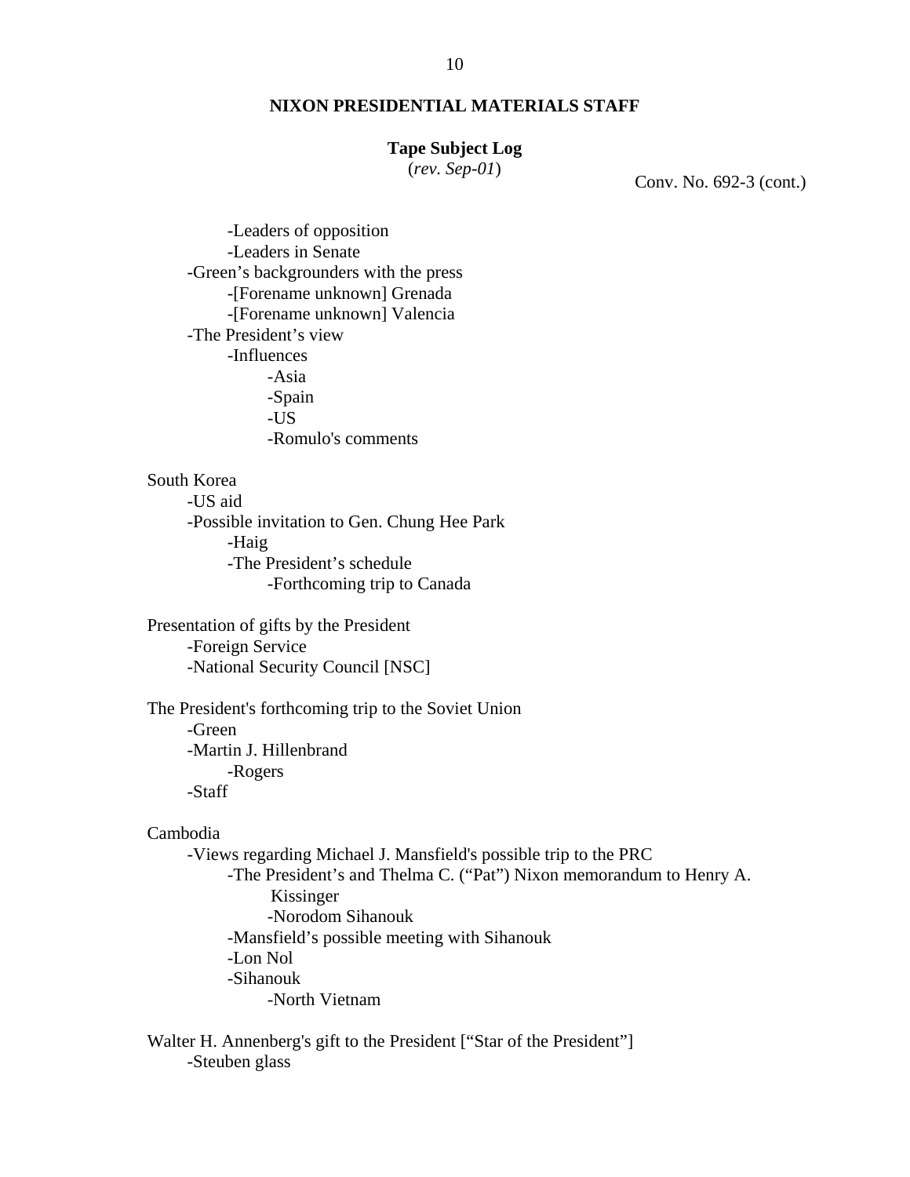**NIXON PRESIDENTIAL MATERIALS STAFF**

**Tape Subject Log**
(*rev. Sep-01*)

Conv. No. 692-3 (cont.)

- -Leaders of opposition
- -Leaders in Senate
- -Green's backgrounders with the press
  - -[Forename unknown] Grenada
  - -[Forename unknown] Valencia
- -The President's view
  - -Influences
    - -Asia
    - -Spain
    - -US
    - -Romulo's comments

South Korea
- -US aid
- -Possible invitation to Gen. Chung Hee Park
  - -Haig
  - -The President's schedule
    - -Forthcoming trip to Canada

Presentation of gifts by the President
- -Foreign Service
- -National Security Council [NSC]

The President's forthcoming trip to the Soviet Union
- -Green
- -Martin J. Hillenbrand
  - -Rogers
- -Staff

Cambodia
- -Views regarding Michael J. Mansfield's possible trip to the PRC
  - -The President's and Thelma C. ("Pat") Nixon memorandum to Henry A. Kissinger
    - -Norodom Sihanouk
  - -Mansfield's possible meeting with Sihanouk
  - -Lon Nol
  - -Sihanouk
    - -North Vietnam

Walter H. Annenberg's gift to the President ["Star of the President"]
- -Steuben glass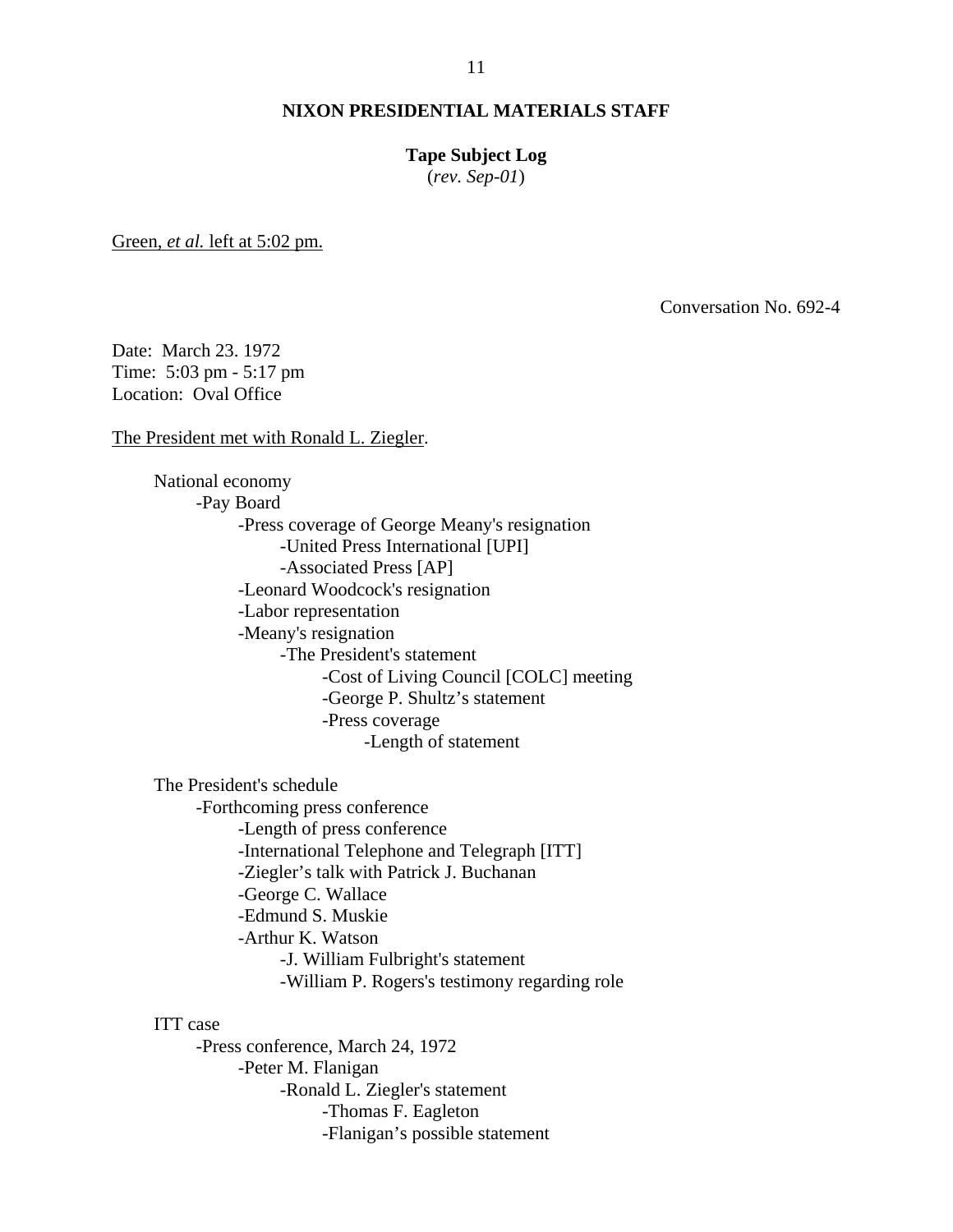**NIXON PRESIDENTIAL MATERIALS STAFF**

**Tape Subject Log**
(*rev. Sep-01*)

Green, *et al.* left at 5:02 pm.

Conversation No. 692-4

Date: March 23. 1972
Time: 5:03 pm - 5:17 pm
Location: Oval Office

The President met with Ronald L. Ziegler.

- National economy
  - -Pay Board
    - -Press coverage of George Meany's resignation
      - -United Press International [UPI]
      - -Associated Press [AP]
    - -Leonard Woodcock's resignation
    - -Labor representation
    - -Meany's resignation
      - -The President's statement
        - -Cost of Living Council [COLC] meeting
        - -George P. Shultz's statement
        - -Press coverage
          - -Length of statement

- The President's schedule
  - -Forthcoming press conference
    - -Length of press conference
    - -International Telephone and Telegraph [ITT]
    - -Ziegler's talk with Patrick J. Buchanan
    - -George C. Wallace
    - -Edmund S. Muskie
    - -Arthur K. Watson
      - -J. William Fulbright's statement
      - -William P. Rogers's testimony regarding role

- ITT case
  - -Press conference, March 24, 1972
    - -Peter M. Flanigan
      - -Ronald L. Ziegler's statement
        - -Thomas F. Eagleton
        - -Flanigan's possible statement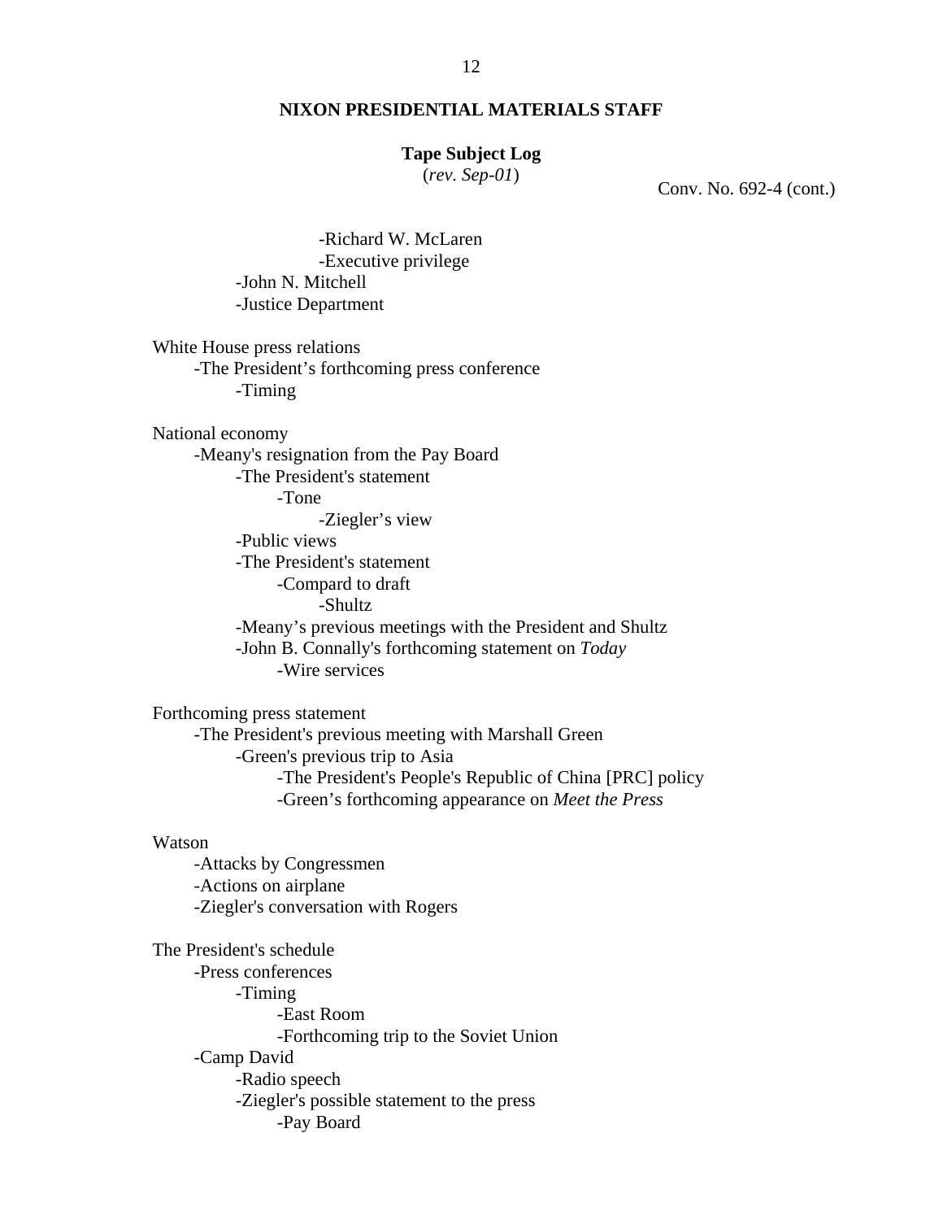**NIXON PRESIDENTIAL MATERIALS STAFF**

**Tape Subject Log**
(*rev. Sep-01*)

Conv. No. 692-4 (cont.)

                -Richard W. McLaren
                -Executive privilege
        -John N. Mitchell
        -Justice Department

White House press relations
    -The President’s forthcoming press conference
        -Timing

National economy
    -Meany's resignation from the Pay Board
        -The President's statement
            -Tone
                -Ziegler’s view
        -Public views
        -The President's statement
            -Compard to draft
                -Shultz
        -Meany’s previous meetings with the President and Shultz
        -John B. Connally's forthcoming statement on *Today*
            -Wire services

Forthcoming press statement
    -The President's previous meeting with Marshall Green
        -Green's previous trip to Asia
            -The President's People's Republic of China [PRC] policy
            -Green’s forthcoming appearance on *Meet the Press*

Watson
    -Attacks by Congressmen
    -Actions on airplane
    -Ziegler's conversation with Rogers

The President's schedule
    -Press conferences
        -Timing
            -East Room
            -Forthcoming trip to the Soviet Union
    -Camp David
        -Radio speech
        -Ziegler's possible statement to the press
            -Pay Board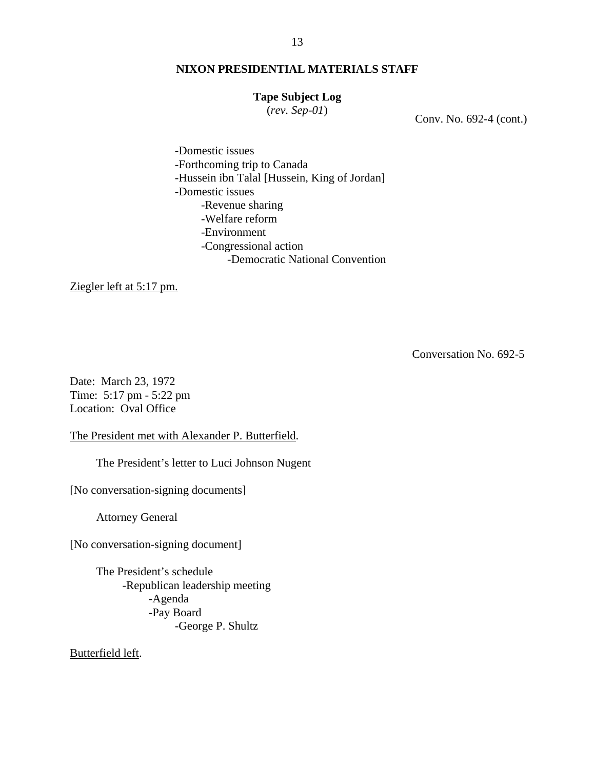**NIXON PRESIDENTIAL MATERIALS STAFF**

**Tape Subject Log**
(*rev. Sep-01*)

Conv. No. 692-4 (cont.)

- -Domestic issues
- -Forthcoming trip to Canada
- -Hussein ibn Talal [Hussein, King of Jordan]
- -Domestic issues
    - -Revenue sharing
    - -Welfare reform
    - -Environment
    - -Congressional action
        - -Democratic National Convention

Ziegler left at 5:17 pm.

Conversation No. 692-5

Date: March 23, 1972
Time: 5:17 pm - 5:22 pm
Location: Oval Office

The President met with Alexander P. Butterfield.

The President's letter to Luci Johnson Nugent

[No conversation-signing documents]

Attorney General

[No conversation-signing document]

- The President's schedule
    - -Republican leadership meeting
        - -Agenda
        - -Pay Board
            - -George P. Shultz

Butterfield left.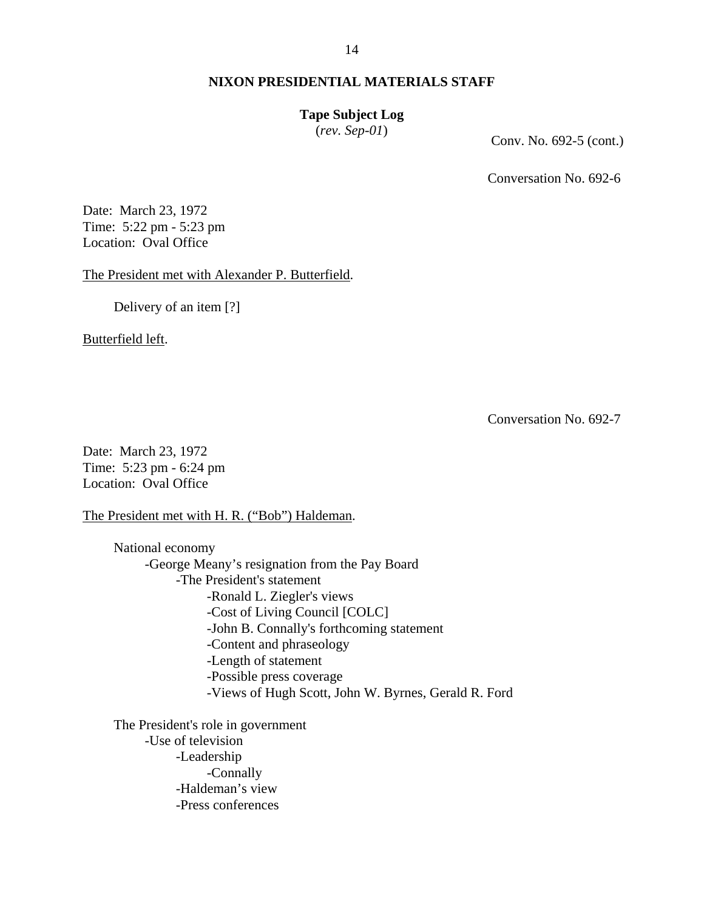Conv. No. 692-5 (cont.)

Conversation No. 692-6

Date: March 23, 1972
Time: 5:22 pm - 5:23 pm
Location: Oval Office

The President met with Alexander P. Butterfield.

Delivery of an item [?]

Butterfield left.

Conversation No. 692-7

Date: March 23, 1972
Time: 5:23 pm - 6:24 pm
Location: Oval Office

The President met with H. R. ("Bob") Haldeman.

National economy
- -George Meany's resignation from the Pay Board
  - -The President's statement
    - -Ronald L. Ziegler's views
    - -Cost of Living Council [COLC]
    - -John B. Connally's forthcoming statement
    - -Content and phraseology
    - -Length of statement
    - -Possible press coverage
    - -Views of Hugh Scott, John W. Byrnes, Gerald R. Ford

The President's role in government
- -Use of television
  - -Leadership
    - -Connally
  - -Haldeman's view
  - -Press conferences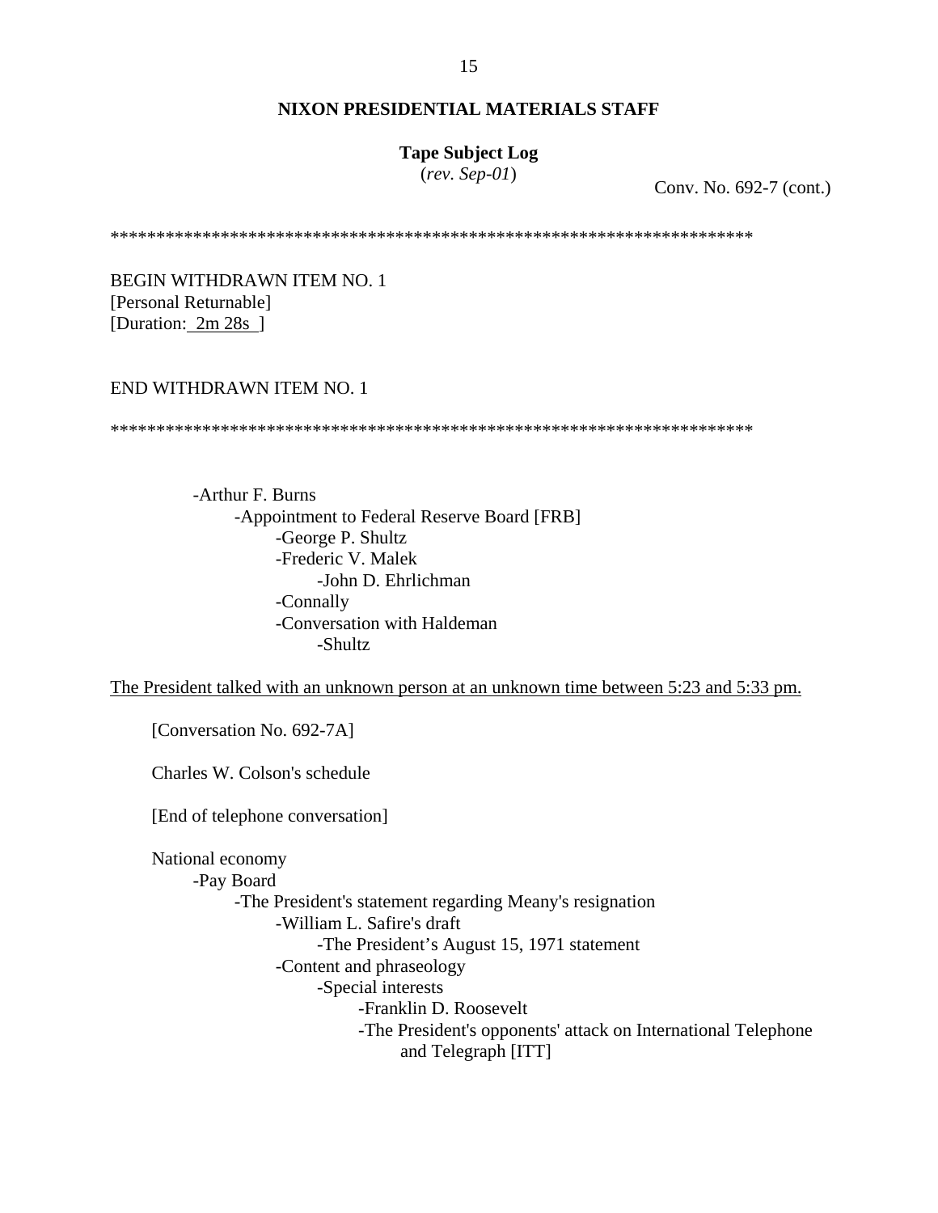**NIXON PRESIDENTIAL MATERIALS STAFF**

**Tape Subject Log**
(*rev. Sep-01*)

Conv. No. 692-7 (cont.)

*************************************************************************

BEGIN WITHDRAWN ITEM NO. 1
[Personal Returnable]
[Duration: 2m 28s ]

END WITHDRAWN ITEM NO. 1

*************************************************************************

- -Arthur F. Burns
  - -Appointment to Federal Reserve Board [FRB]
    - -George P. Shultz
    - -Frederic V. Malek
      - -John D. Ehrlichman
    - -Connally
    - -Conversation with Haldeman
      - -Shultz

The President talked with an unknown person at an unknown time between 5:23 and 5:33 pm.

[Conversation No. 692-7A]

Charles W. Colson's schedule

[End of telephone conversation]

National economy
- -Pay Board
  - -The President's statement regarding Meany's resignation
    - -William L. Safire's draft
      - -The President's August 15, 1971 statement
    - -Content and phraseology
      - -Special interests
        - -Franklin D. Roosevelt
        - -The President's opponents' attack on International Telephone and Telegraph [ITT]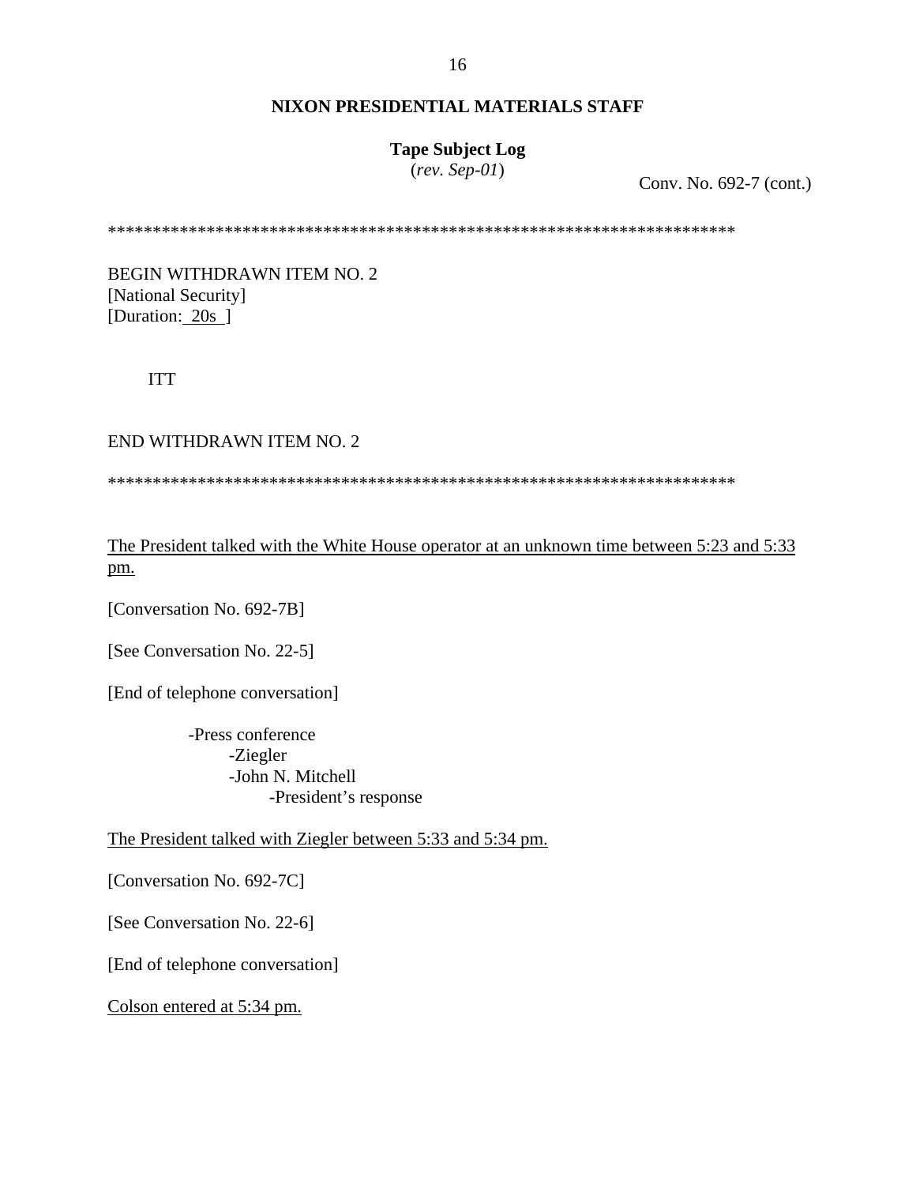## NIXON PRESIDENTIAL MATERIALS STAFF

**Tape Subject Log**
(*rev. Sep-01*)

Conv. No. 692-7 (cont.)

************************************************************************

BEGIN WITHDRAWN ITEM NO. 2
[National Security]
[Duration: 20s ]

ITT

END WITHDRAWN ITEM NO. 2

************************************************************************

The President talked with the White House operator at an unknown time between 5:23 and 5:33 pm.

[Conversation No. 692-7B]

[See Conversation No. 22-5]

[End of telephone conversation]

- Press conference
  - Ziegler
  - John N. Mitchell
    - President's response

The President talked with Ziegler between 5:33 and 5:34 pm.

[Conversation No. 692-7C]

[See Conversation No. 22-6]

[End of telephone conversation]

Colson entered at 5:34 pm.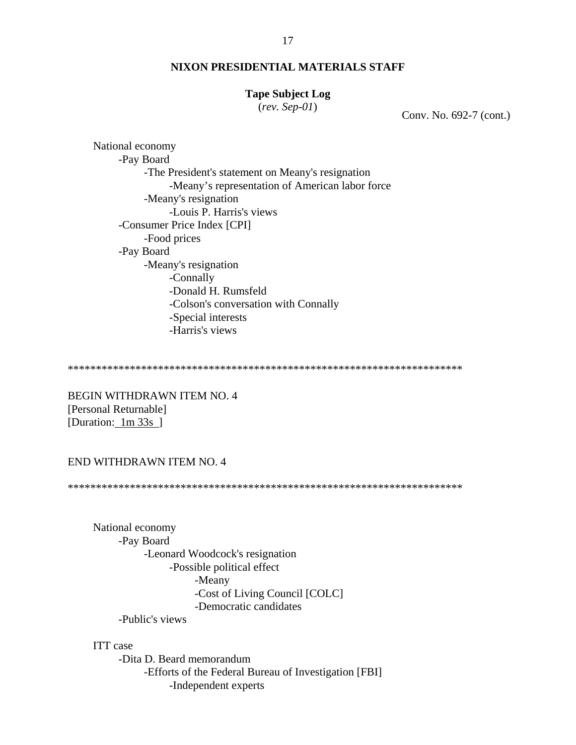**NIXON PRESIDENTIAL MATERIALS STAFF**

**Tape Subject Log**
(*rev. Sep-01*)

Conv. No. 692-7 (cont.)

National economy
- Pay Board
  - The President's statement on Meany's resignation
    - Meany's representation of American labor force
  - Meany's resignation
    - Louis P. Harris's views
- Consumer Price Index [CPI]
  - Food prices
- Pay Board
  - Meany's resignation
    - Connally
    - Donald H. Rumsfeld
    - Colson's conversation with Connally
    - Special interests
    - Harris's views

**********************************************************************

BEGIN WITHDRAWN ITEM NO. 4
[Personal Returnable]
[Duration: 1m 33s ]

END WITHDRAWN ITEM NO. 4

**********************************************************************

National economy
- Pay Board
  - Leonard Woodcock's resignation
    - Possible political effect
      - Meany
      - Cost of Living Council [COLC]
      - Democratic candidates
- Public's views

ITT case
- Dita D. Beard memorandum
  - Efforts of the Federal Bureau of Investigation [FBI]
    - Independent experts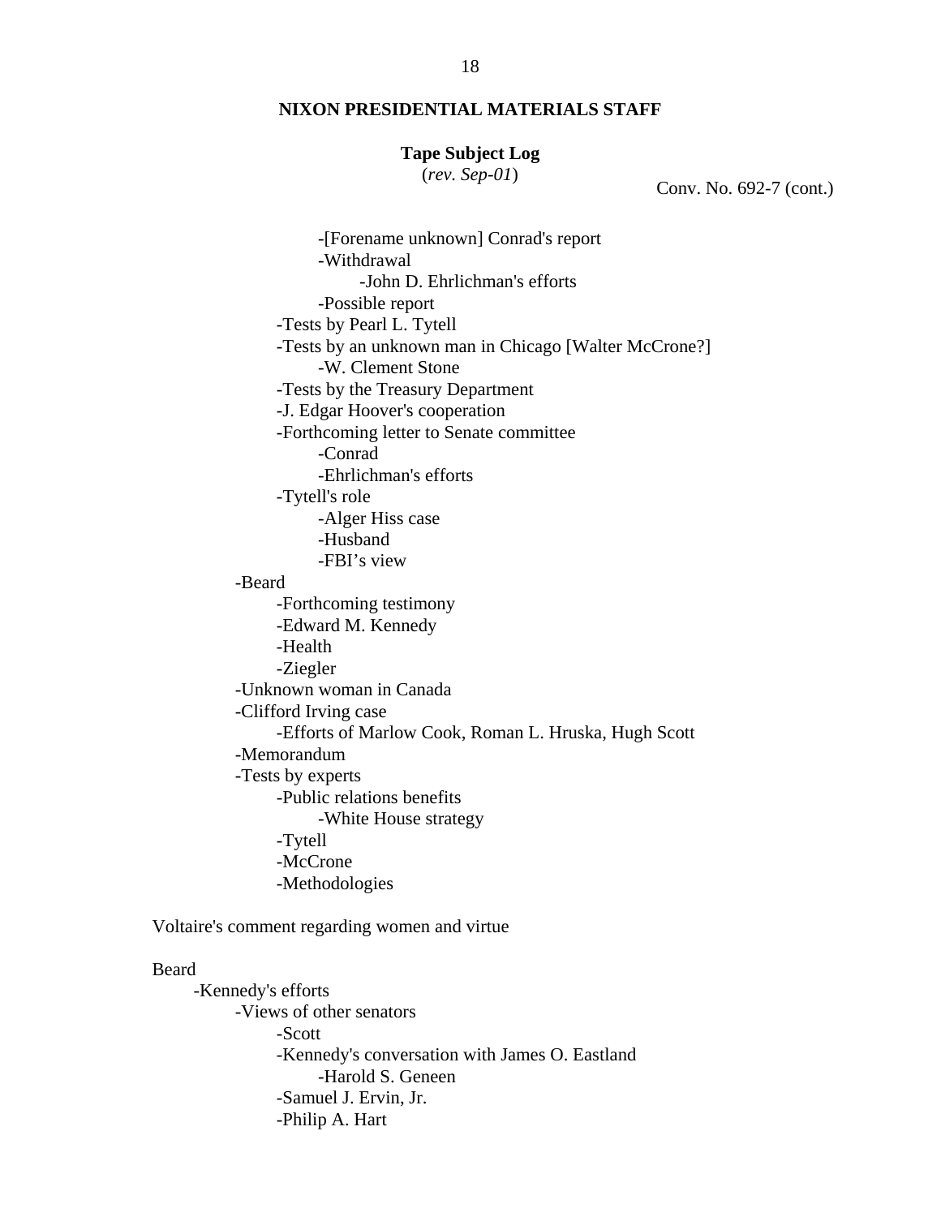**NIXON PRESIDENTIAL MATERIALS STAFF**

**Tape Subject Log**
(*rev. Sep-01*)

Conv. No. 692-7 (cont.)

- -[Forename unknown] Conrad's report
- -Withdrawal
  - -John D. Ehrlichman's efforts
- -Possible report
- -Tests by Pearl L. Tytell
- -Tests by an unknown man in Chicago [Walter McCrone?]
  - -W. Clement Stone
- -Tests by the Treasury Department
- -J. Edgar Hoover's cooperation
- -Forthcoming letter to Senate committee
  - -Conrad
  - -Ehrlichman's efforts
- -Tytell's role
  - -Alger Hiss case
  - -Husband
  - -FBI's view
- -Beard
  - -Forthcoming testimony
  - -Edward M. Kennedy
  - -Health
  - -Ziegler
- -Unknown woman in Canada
- -Clifford Irving case
  - -Efforts of Marlow Cook, Roman L. Hruska, Hugh Scott
- -Memorandum
- -Tests by experts
  - -Public relations benefits
    - -White House strategy
  - -Tytell
  - -McCrone
  - -Methodologies

Voltaire's comment regarding women and virtue

Beard
- -Kennedy's efforts
  - -Views of other senators
    - -Scott
    - -Kennedy's conversation with James O. Eastland
      - -Harold S. Geneen
    - -Samuel J. Ervin, Jr.
    - -Philip A. Hart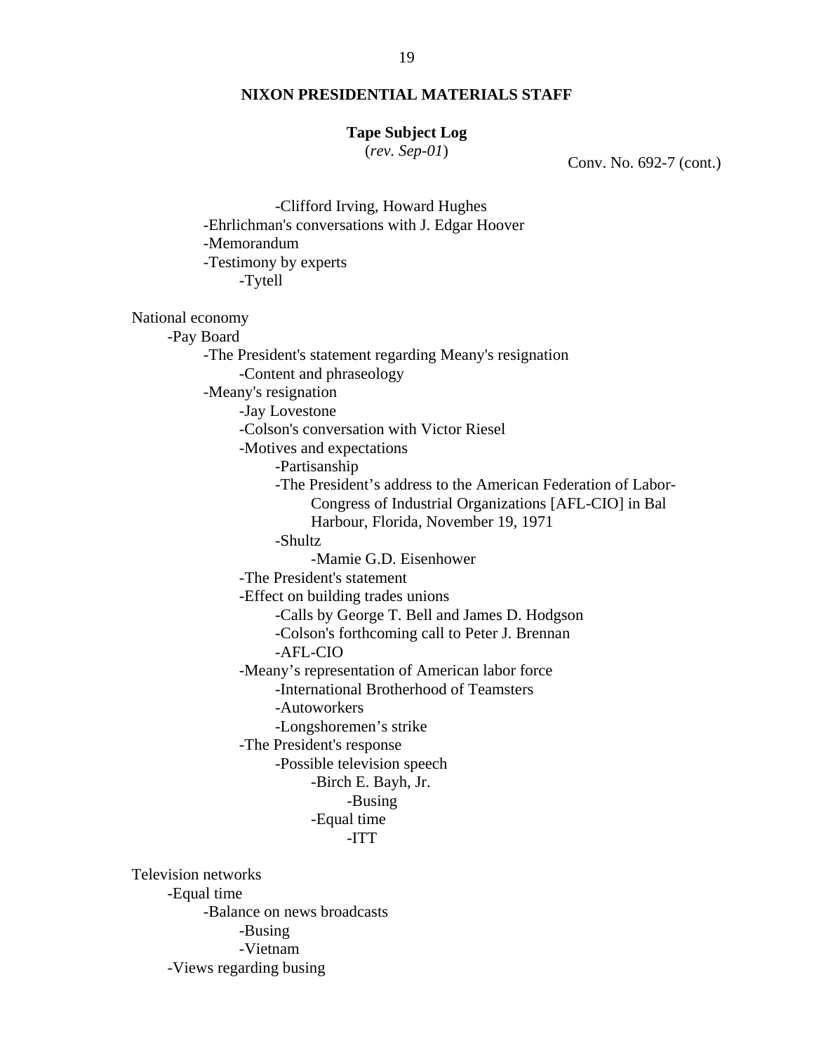**NIXON PRESIDENTIAL MATERIALS STAFF**

**Tape Subject Log**
(*rev. Sep-01*)

Conv. No. 692-7 (cont.)

            -Clifford Irving, Howard Hughes
        -Ehrlichman's conversations with J. Edgar Hoover
        -Memorandum
        -Testimony by experts
            -Tytell

National economy
    -Pay Board
        -The President's statement regarding Meany's resignation
            -Content and phraseology
        -Meany's resignation
            -Jay Lovestone
            -Colson's conversation with Victor Riesel
            -Motives and expectations
                -Partisanship
                -The President's address to the American Federation of Labor-Congress of Industrial Organizations [AFL-CIO] in Bal Harbour, Florida, November 19, 1971
                -Shultz
                    -Mamie G.D. Eisenhower
            -The President's statement
            -Effect on building trades unions
                -Calls by George T. Bell and James D. Hodgson
                -Colson's forthcoming call to Peter J. Brennan
                -AFL-CIO
            -Meany's representation of American labor force
                -International Brotherhood of Teamsters
                -Autoworkers
                -Longshoremen's strike
            -The President's response
                -Possible television speech
                    -Birch E. Bayh, Jr.
                        -Busing
                    -Equal time
                        -ITT

Television networks
    -Equal time
        -Balance on news broadcasts
            -Busing
            -Vietnam
    -Views regarding busing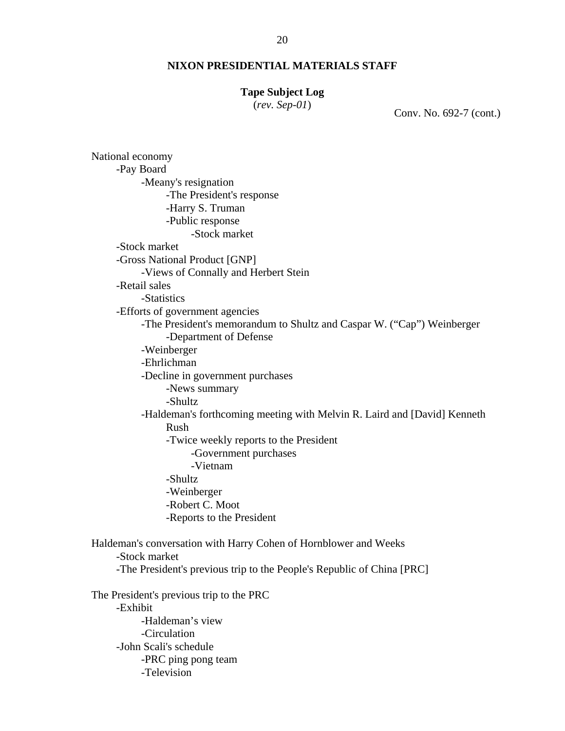**NIXON PRESIDENTIAL MATERIALS STAFF**

**Tape Subject Log**
(*rev. Sep-01*)

Conv. No. 692-7 (cont.)

National economy
- Pay Board
  - Meany's resignation
    - The President's response
    - Harry S. Truman
    - Public response
      - Stock market
- Stock market
- Gross National Product [GNP]
  - Views of Connally and Herbert Stein
- Retail sales
  - Statistics
- Efforts of government agencies
  - The President's memorandum to Shultz and Caspar W. ("Cap") Weinberger
    - Department of Defense
  - Weinberger
  - Ehrlichman
  - Decline in government purchases
    - News summary
    - Shultz
  - Haldeman's forthcoming meeting with Melvin R. Laird and [David] Kenneth Rush
    - Twice weekly reports to the President
      - Government purchases
      - Vietnam
    - Shultz
    - Weinberger
    - Robert C. Moot
    - Reports to the President

Haldeman's conversation with Harry Cohen of Hornblower and Weeks
- Stock market
- The President's previous trip to the People's Republic of China [PRC]

The President's previous trip to the PRC
- Exhibit
  - Haldeman's view
  - Circulation
- John Scali's schedule
  - PRC ping pong team
  - Television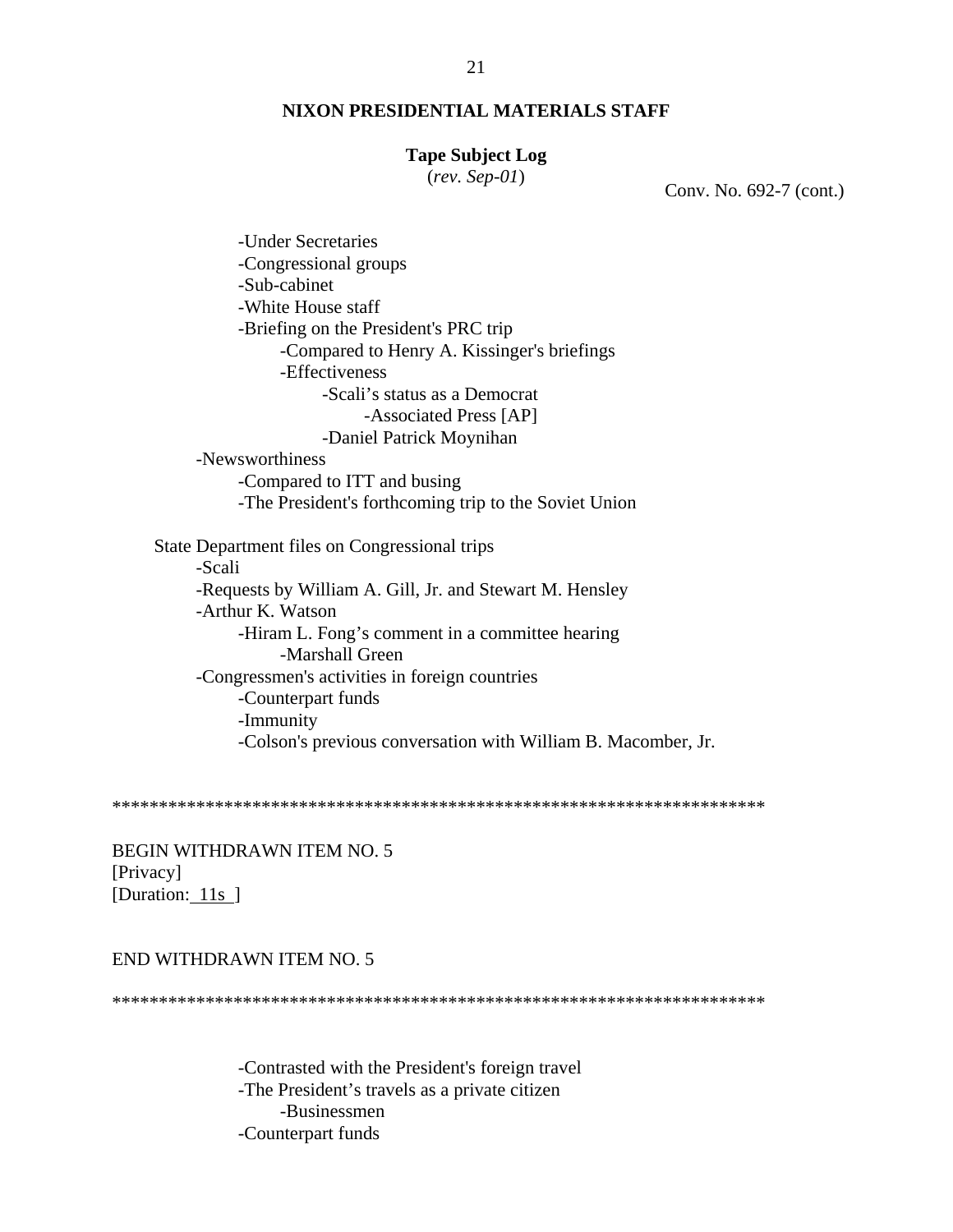**NIXON PRESIDENTIAL MATERIALS STAFF**

**Tape Subject Log**
(*rev. Sep-01*)

Conv. No. 692-7 (cont.)

            -Under Secretaries
            -Congressional groups
            -Sub-cabinet
            -White House staff
            -Briefing on the President's PRC trip
                  -Compared to Henry A. Kissinger's briefings
                  -Effectiveness
                        -Scali's status as a Democrat
                              -Associated Press [AP]
                        -Daniel Patrick Moynihan
      -Newsworthiness
            -Compared to ITT and busing
            -The President's forthcoming trip to the Soviet Union

State Department files on Congressional trips
      -Scali
      -Requests by William A. Gill, Jr. and Stewart M. Hensley
      -Arthur K. Watson
            -Hiram L. Fong's comment in a committee hearing
                  -Marshall Green
      -Congressmen's activities in foreign countries
            -Counterpart funds
            -Immunity
            -Colson's previous conversation with William B. Macomber, Jr.

**********************************************************************

BEGIN WITHDRAWN ITEM NO. 5
[Privacy]
[Duration: 11s ]

END WITHDRAWN ITEM NO. 5

**********************************************************************

            -Contrasted with the President's foreign travel
            -The President's travels as a private citizen
                  -Businessmen
            -Counterpart funds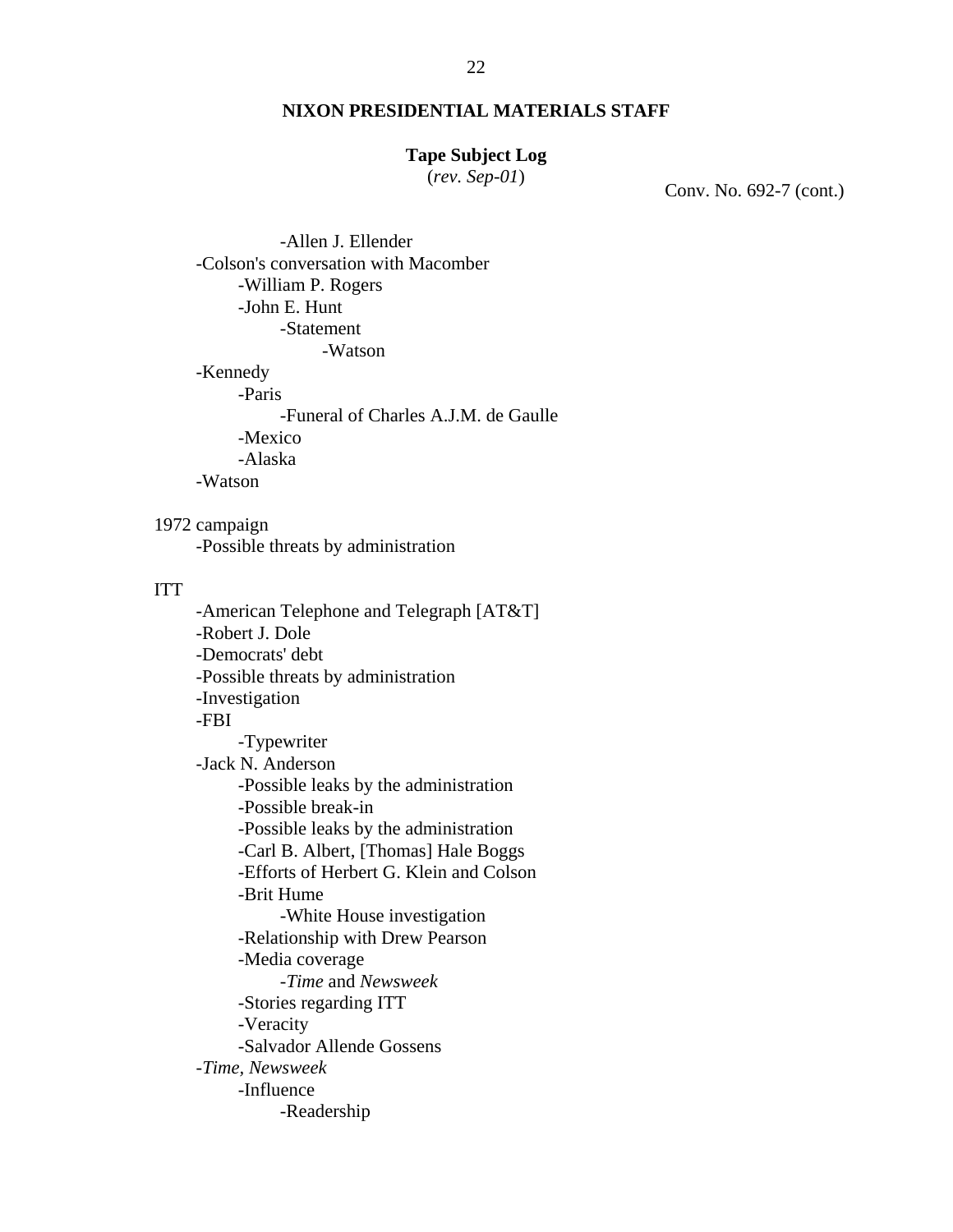**NIXON PRESIDENTIAL MATERIALS STAFF**

**Tape Subject Log**
(*rev. Sep-01*)

Conv. No. 692-7 (cont.)

- -Allen J. Ellender
- -Colson's conversation with Macomber
  - -William P. Rogers
  - -John E. Hunt
    - -Statement
      - -Watson
- -Kennedy
  - -Paris
    - -Funeral of Charles A.J.M. de Gaulle
  - -Mexico
  - -Alaska
- -Watson

1972 campaign
- -Possible threats by administration

ITT
- -American Telephone and Telegraph [AT&T]
- -Robert J. Dole
- -Democrats' debt
- -Possible threats by administration
- -Investigation
- -FBI
  - -Typewriter
- -Jack N. Anderson
  - -Possible leaks by the administration
  - -Possible break-in
  - -Possible leaks by the administration
  - -Carl B. Albert, [Thomas] Hale Boggs
  - -Efforts of Herbert G. Klein and Colson
  - -Brit Hume
    - -White House investigation
  - -Relationship with Drew Pearson
  - -Media coverage
    - -*Time* and *Newsweek*
  - -Stories regarding ITT
  - -Veracity
  - -Salvador Allende Gossens
- -*Time, Newsweek*
  - -Influence
    - -Readership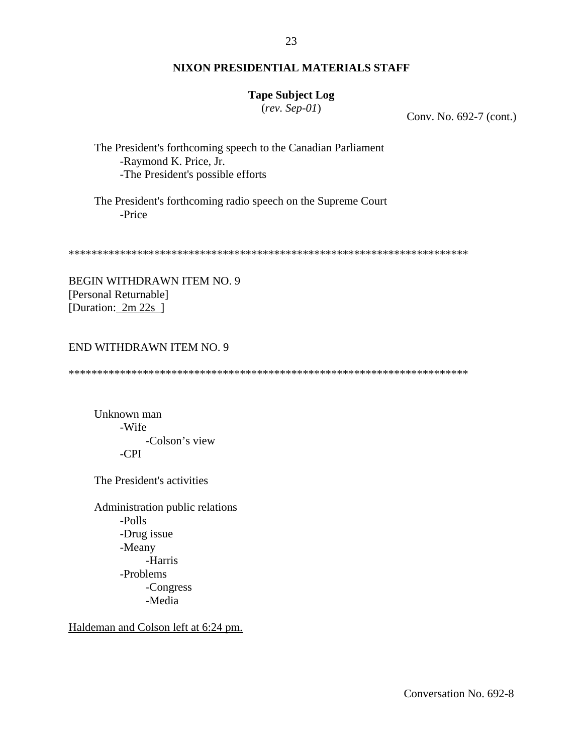**NIXON PRESIDENTIAL MATERIALS STAFF**

**Tape Subject Log**
(*rev. Sep-01*)

Conv. No. 692-7 (cont.)

The President's forthcoming speech to the Canadian Parliament
- -Raymond K. Price, Jr.
- -The President's possible efforts

The President's forthcoming radio speech on the Supreme Court
- -Price

**********************************************************************

BEGIN WITHDRAWN ITEM NO. 9
[Personal Returnable]
[Duration: 2m 22s ]

END WITHDRAWN ITEM NO. 9

**********************************************************************

Unknown man
- -Wife
  - -Colson's view
- -CPI

The President's activities

Administration public relations
- -Polls
- -Drug issue
- -Meany
  - -Harris
- -Problems
  - -Congress
  - -Media

Haldeman and Colson left at 6:24 pm.

Conversation No. 692-8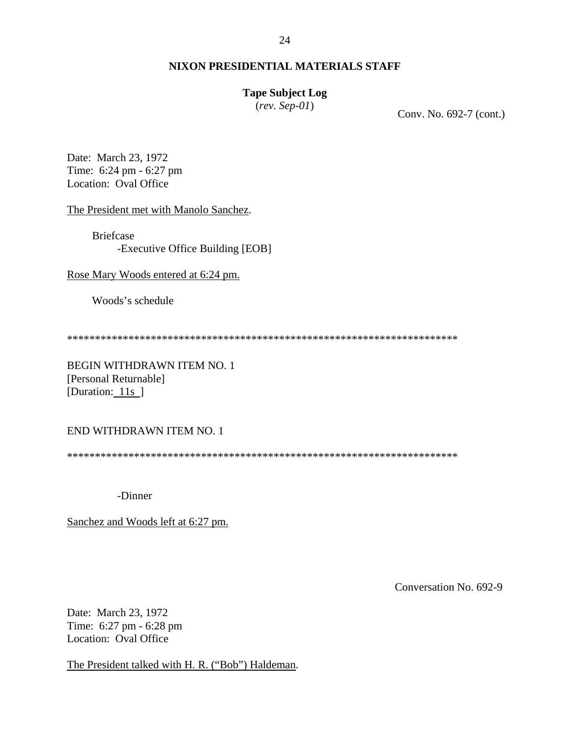**NIXON PRESIDENTIAL MATERIALS STAFF**

**Tape Subject Log**
(*rev. Sep-01*)

Conv. No. 692-7 (cont.)

Date: March 23, 1972
Time: 6:24 pm - 6:27 pm
Location: Oval Office

The President met with Manolo Sanchez.

Briefcase
 -Executive Office Building [EOB]

Rose Mary Woods entered at 6:24 pm.

Woods's schedule

**********************************************************************

BEGIN WITHDRAWN ITEM NO. 1
[Personal Returnable]
[Duration: 11s ]

END WITHDRAWN ITEM NO. 1

**********************************************************************

-Dinner

Sanchez and Woods left at 6:27 pm.

Conversation No. 692-9

Date: March 23, 1972
Time: 6:27 pm - 6:28 pm
Location: Oval Office

The President talked with H. R. ("Bob") Haldeman.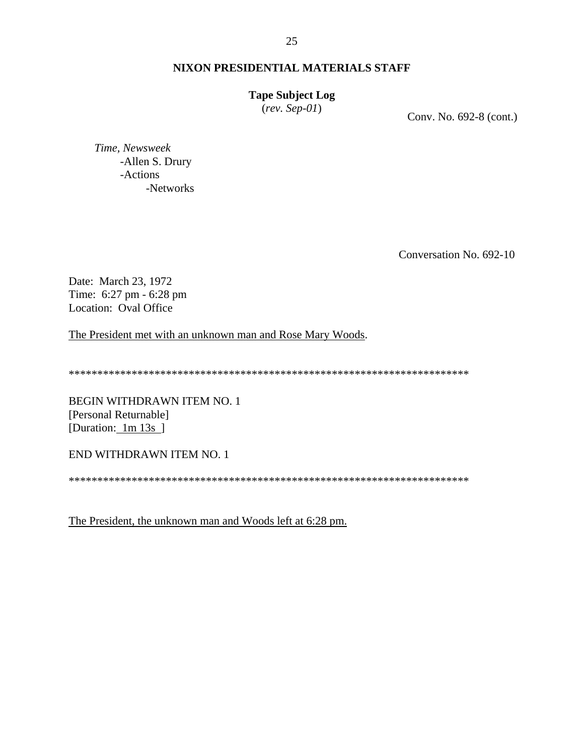**NIXON PRESIDENTIAL MATERIALS STAFF**

**Tape Subject Log**
(*rev. Sep-01*)

Conv. No. 692-8 (cont.)

*Time*, *Newsweek*
- Allen S. Drury
- Actions
  - Networks

Conversation No. 692-10

Date: March 23, 1972
Time: 6:27 pm - 6:28 pm
Location: Oval Office

<u>The President met with an unknown man and Rose Mary Woods</u>.

**********************************************************************

BEGIN WITHDRAWN ITEM NO. 1
[Personal Returnable]
[Duration: <u>1m 13s</u> ]

END WITHDRAWN ITEM NO. 1

**********************************************************************

<u>The President, the unknown man and Woods left at 6:28 pm.</u>